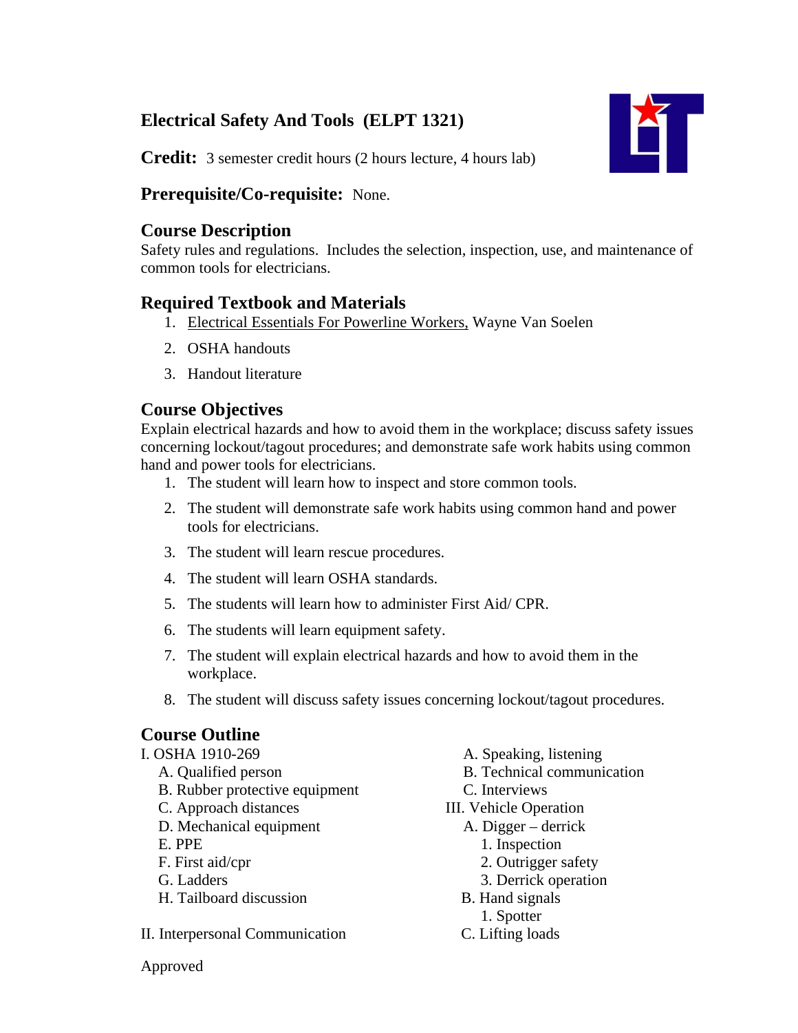# Electrical Safety And Tools (ELPT 1321)

**Credit:** 3 semester credit hours (2 hours lecture, 4 hours lab)

**Prerequisite/Co-requisite:** None.

## Course Description

Safety rules and regulations. Includes the selection, inspection, use, and maintenance of common tools for electricians.

## Required Textbook and Materials

1. Electrical Essentials For Powerline Workers, Wayne Van Soelen
2. OSHA handouts
3. Handout literature

## Course Objectives

Explain electrical hazards and how to avoid them in the workplace; discuss safety issues concerning lockout/tagout procedures; and demonstrate safe work habits using common hand and power tools for electricians.

1. The student will learn how to inspect and store common tools.
2. The student will demonstrate safe work habits using common hand and power tools for electricians.
3. The student will learn rescue procedures.
4. The student will learn OSHA standards.
5. The students will learn how to administer First Aid/ CPR.
6. The students will learn equipment safety.
7. The student will explain electrical hazards and how to avoid them in the workplace.
8. The student will discuss safety issues concerning lockout/tagout procedures.

## Course Outline

I. OSHA 1910-269
   - A. Qualified person
   - B. Rubber protective equipment
   - C. Approach distances
   - D. Mechanical equipment
   - E. PPE
   - F. First aid/cpr
   - G. Ladders
   - H. Tailboard discussion

II. Interpersonal Communication
   - A. Speaking, listening
   - B. Technical communication
   - C. Interviews

III. Vehicle Operation
   - A. Digger – derrick
     1. Inspection
     2. Outrigger safety
     3. Derrick operation
   - B. Hand signals
     1. Spotter
   - C. Lifting loads

Approved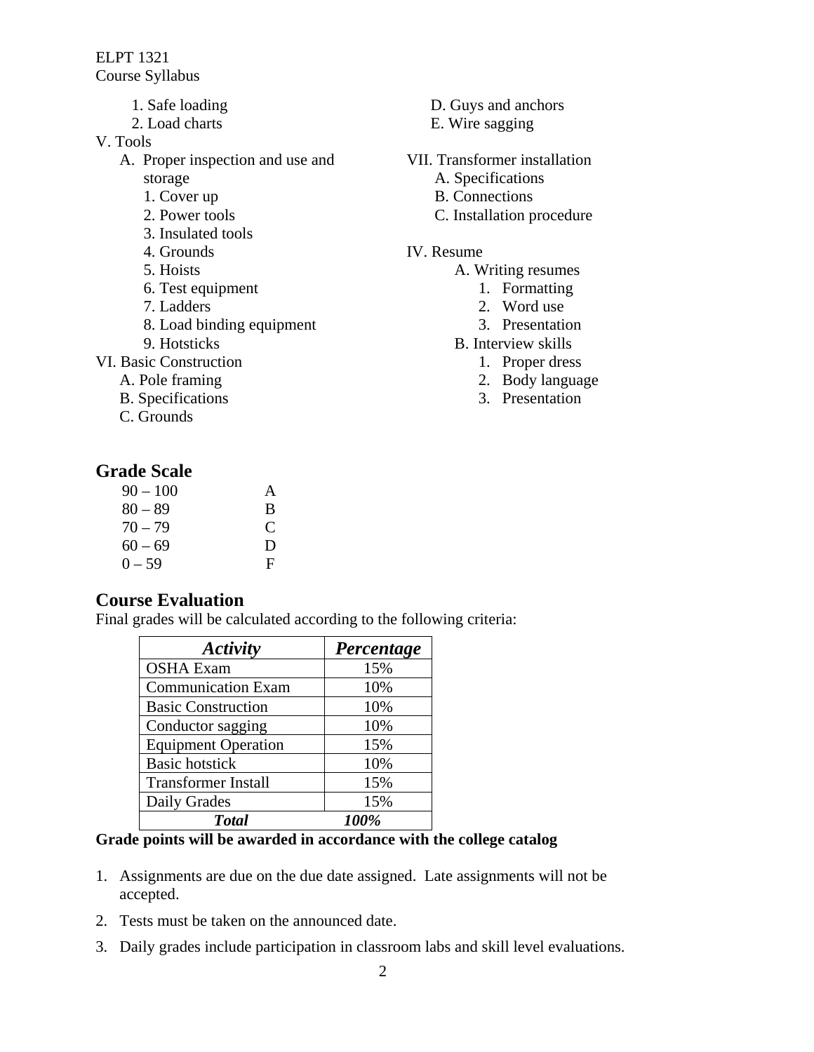1. Safe loading
2. Load charts

V. Tools

- A. Proper inspection and use and storage
  1. Cover up
  2. Power tools
  3. Insulated tools
  4. Grounds
  5. Hoists
  6. Test equipment
  7. Ladders
  8. Load binding equipment
  9. Hotsticks

VI. Basic Construction

- A. Pole framing
- B. Specifications
- C. Grounds
- D. Guys and anchors
- E. Wire sagging

VII. Transformer installation

- A. Specifications
- B. Connections
- C. Installation procedure

IV. Resume

- A. Writing resumes
  1. Formatting
  2. Word use
  3. Presentation
- B. Interview skills
  1. Proper dress
  2. Body language
  3. Presentation

## Grade Scale

| | |
|---|---|
| 90 – 100 | A |
| 80 – 89 | B |
| 70 – 79 | C |
| 60 – 69 | D |
| 0 – 59 | F |

## Course Evaluation

Final grades will be calculated according to the following criteria:

| *Activity* | *Percentage* |
|---|---|
| OSHA Exam | 15% |
| Communication Exam | 10% |
| Basic Construction | 10% |
| Conductor sagging | 10% |
| Equipment Operation | 15% |
| Basic hotstick | 10% |
| Transformer Install | 15% |
| Daily Grades | 15% |
| ***Total*** | ***100%*** |

**Grade points will be awarded in accordance with the college catalog**

1. Assignments are due on the due date assigned. Late assignments will not be accepted.
2. Tests must be taken on the announced date.
3. Daily grades include participation in classroom labs and skill level evaluations.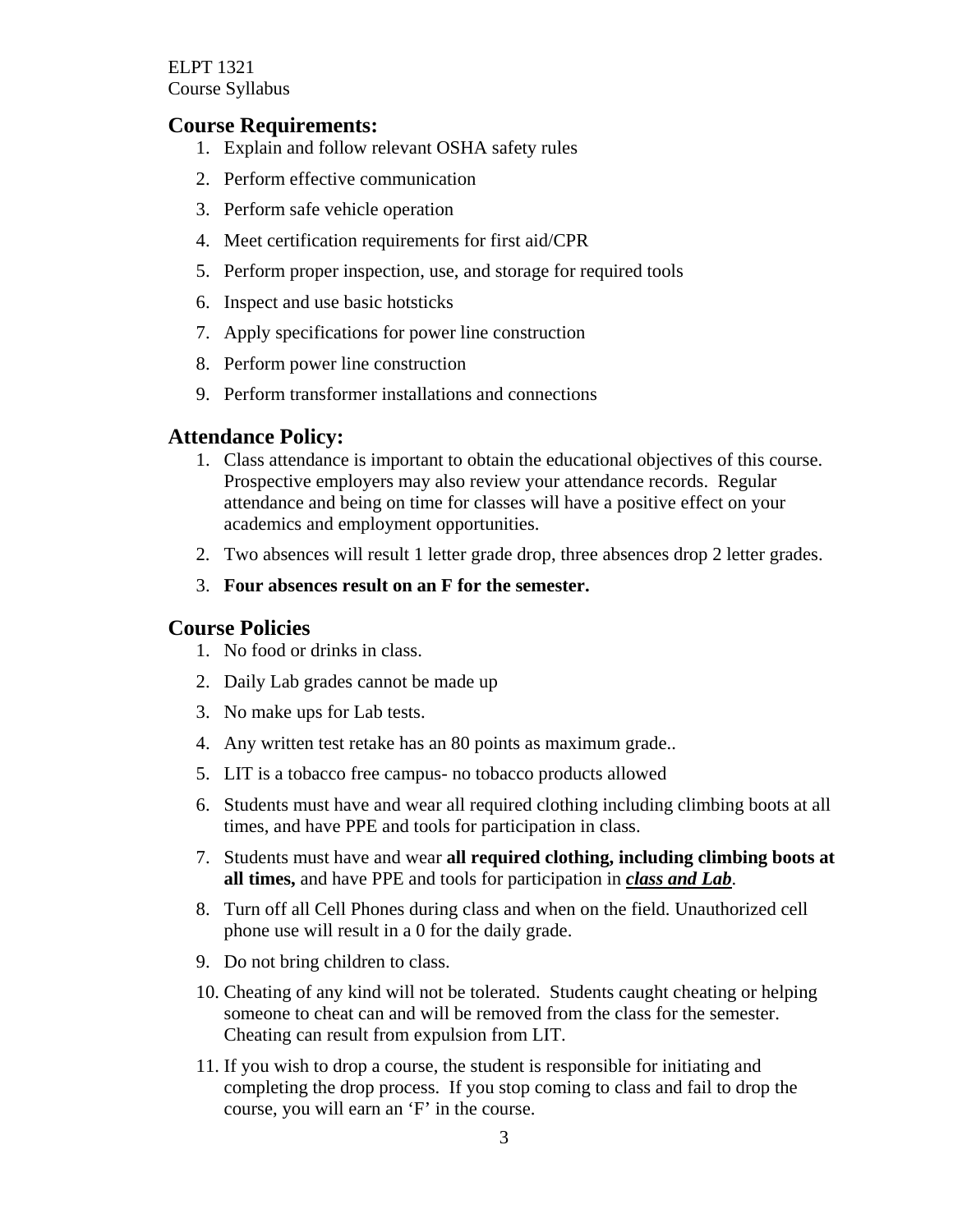## Course Requirements:

1. Explain and follow relevant OSHA safety rules
2. Perform effective communication
3. Perform safe vehicle operation
4. Meet certification requirements for first aid/CPR
5. Perform proper inspection, use, and storage for required tools
6. Inspect and use basic hotsticks
7. Apply specifications for power line construction
8. Perform power line construction
9. Perform transformer installations and connections

## Attendance Policy:

1. Class attendance is important to obtain the educational objectives of this course. Prospective employers may also review your attendance records. Regular attendance and being on time for classes will have a positive effect on your academics and employment opportunities.
2. Two absences will result 1 letter grade drop, three absences drop 2 letter grades.
3. **Four absences result on an F for the semester.**

## Course Policies

1. No food or drinks in class.
2. Daily Lab grades cannot be made up
3. No make ups for Lab tests.
4. Any written test retake has an 80 points as maximum grade..
5. LIT is a tobacco free campus- no tobacco products allowed
6. Students must have and wear all required clothing including climbing boots at all times, and have PPE and tools for participation in class.
7. Students must have and wear **all required clothing, including climbing boots at all times,** and have PPE and tools for participation in <u>***class and Lab***</u>.
8. Turn off all Cell Phones during class and when on the field. Unauthorized cell phone use will result in a 0 for the daily grade.
9. Do not bring children to class.
10. Cheating of any kind will not be tolerated. Students caught cheating or helping someone to cheat can and will be removed from the class for the semester. Cheating can result from expulsion from LIT.
11. If you wish to drop a course, the student is responsible for initiating and completing the drop process. If you stop coming to class and fail to drop the course, you will earn an 'F' in the course.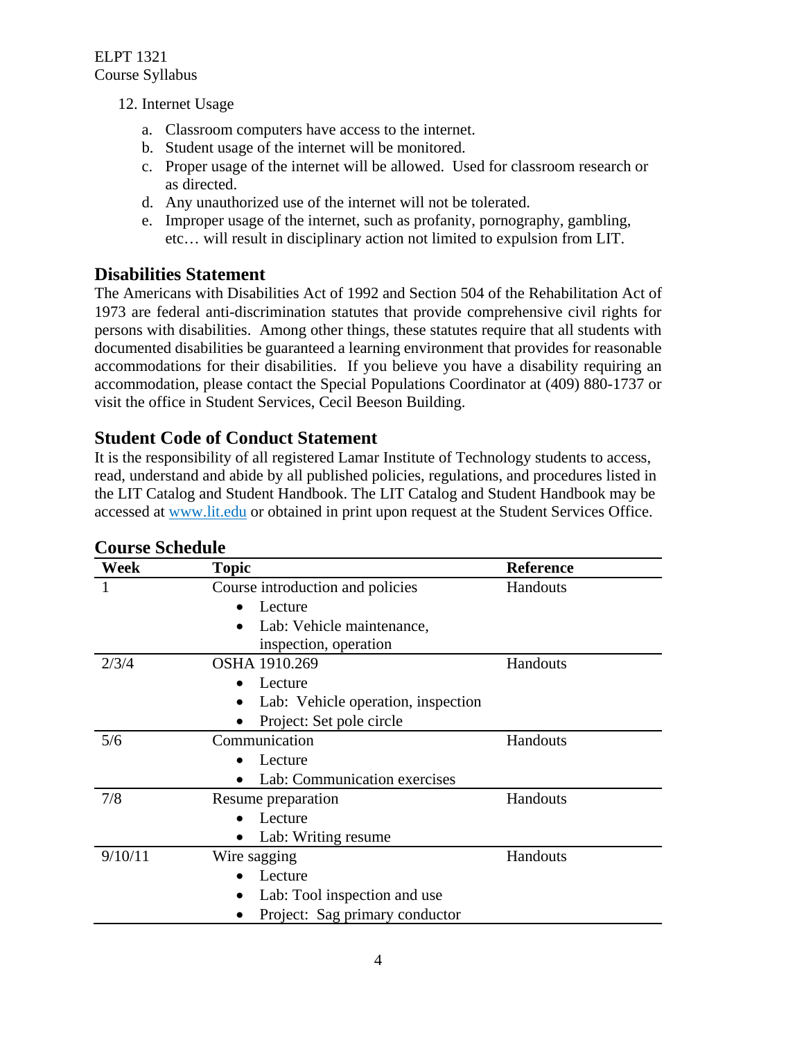12. Internet Usage

   a. Classroom computers have access to the internet.
   b. Student usage of the internet will be monitored.
   c. Proper usage of the internet will be allowed. Used for classroom research or as directed.
   d. Any unauthorized use of the internet will not be tolerated.
   e. Improper usage of the internet, such as profanity, pornography, gambling, etc… will result in disciplinary action not limited to expulsion from LIT.

## Disabilities Statement

The Americans with Disabilities Act of 1992 and Section 504 of the Rehabilitation Act of 1973 are federal anti-discrimination statutes that provide comprehensive civil rights for persons with disabilities. Among other things, these statutes require that all students with documented disabilities be guaranteed a learning environment that provides for reasonable accommodations for their disabilities. If you believe you have a disability requiring an accommodation, please contact the Special Populations Coordinator at (409) 880-1737 or visit the office in Student Services, Cecil Beeson Building.

## Student Code of Conduct Statement

It is the responsibility of all registered Lamar Institute of Technology students to access, read, understand and abide by all published policies, regulations, and procedures listed in the LIT Catalog and Student Handbook. The LIT Catalog and Student Handbook may be accessed at www.lit.edu or obtained in print upon request at the Student Services Office.

## Course Schedule

| Week | Topic | Reference |
|---|---|---|
| 1 | Course introduction and policies<br>• Lecture<br>• Lab: Vehicle maintenance, inspection, operation | Handouts |
| 2/3/4 | OSHA 1910.269<br>• Lecture<br>• Lab: Vehicle operation, inspection<br>• Project: Set pole circle | Handouts |
| 5/6 | Communication<br>• Lecture<br>• Lab: Communication exercises | Handouts |
| 7/8 | Resume preparation<br>• Lecture<br>• Lab: Writing resume | Handouts |
| 9/10/11 | Wire sagging<br>• Lecture<br>• Lab: Tool inspection and use<br>• Project: Sag primary conductor | Handouts |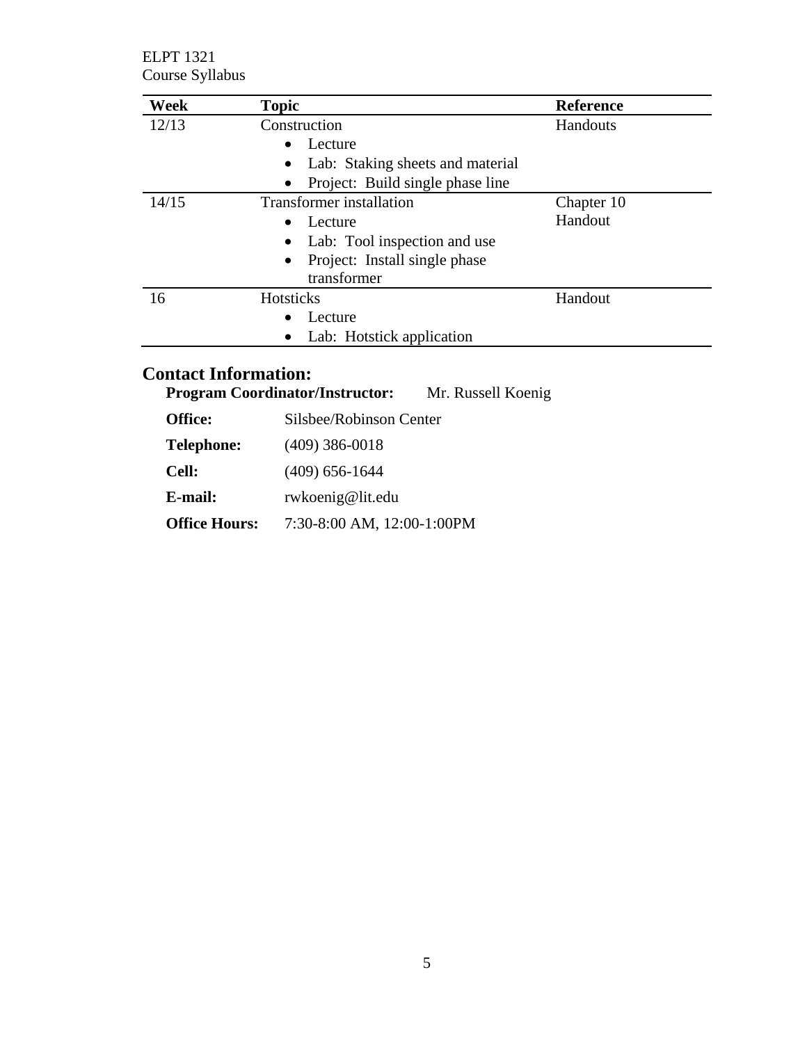| Week | Topic | Reference |
| --- | --- | --- |
| 12/13 | Construction<br>• Lecture<br>• Lab: Staking sheets and material<br>• Project: Build single phase line | Handouts |
| 14/15 | Transformer installation<br>• Lecture<br>• Lab: Tool inspection and use<br>• Project: Install single phase transformer | Chapter 10<br>Handout |
| 16 | Hotsticks<br>• Lecture<br>• Lab: Hotstick application | Handout |

## Contact Information:

**Program Coordinator/Instructor:** Mr. Russell Koenig

**Office:** Silsbee/Robinson Center

**Telephone:** (409) 386-0018

**Cell:** (409) 656-1644

**E-mail:** rwkoenig@lit.edu

**Office Hours:** 7:30-8:00 AM, 12:00-1:00PM